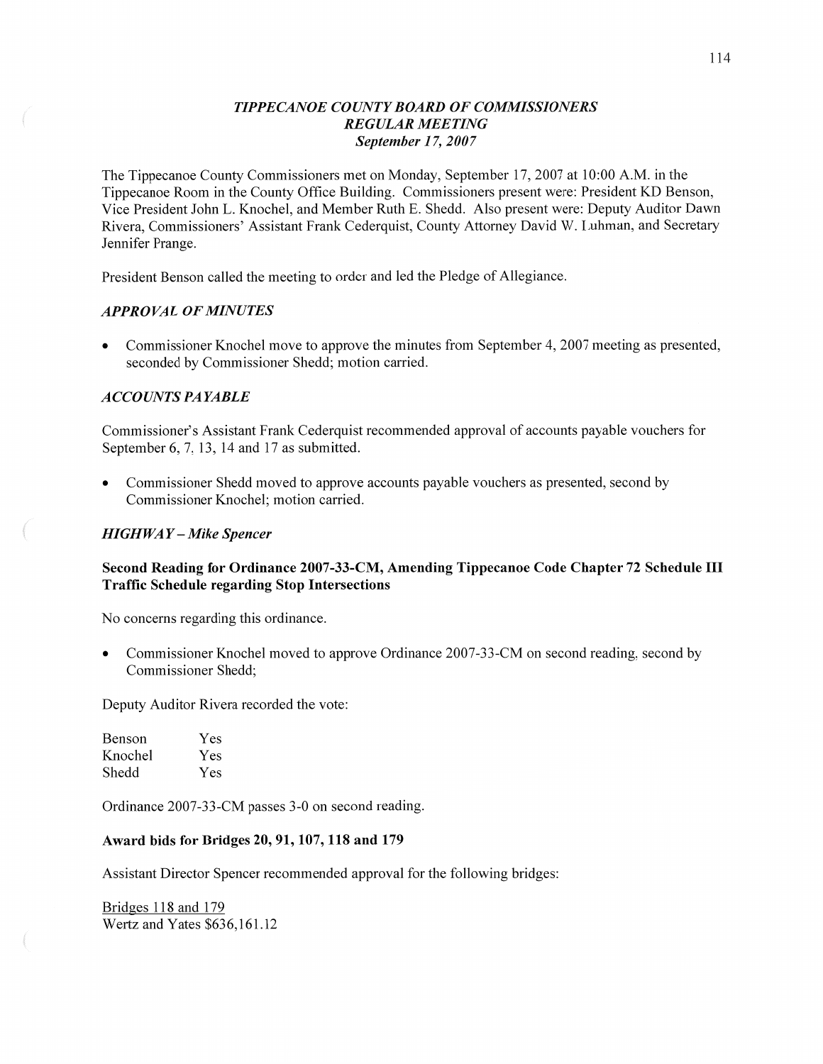# *TIPPECANOE COUNTY BOARD OF COMMISSIONERS*
## *REGULAR MEETING*
### *September 17, 2007*

The Tippecanoe County Commissioners met on Monday, September 17, 2007 at 10:00 A.M. in the Tippecanoe Room in the County Office Building. Commissioners present were: President KD Benson, Vice President John L. Knochel, and Member Ruth E. Shedd. Also present were: Deputy Auditor Dawn Rivera, Commissioners' Assistant Frank Cederquist, County Attorney David W. Luhman, and Secretary Jennifer Prange.

President Benson called the meeting to order and led the Pledge of Allegiance.

### *APPROVAL OF MINUTES*

- Commissioner Knochel move to approve the minutes from September 4, 2007 meeting as presented, seconded by Commissioner Shedd; motion carried.

### *ACCOUNTS PAYABLE*

Commissioner's Assistant Frank Cederquist recommended approval of accounts payable vouchers for September 6, 7, 13, 14 and 17 as submitted.

- Commissioner Shedd moved to approve accounts payable vouchers as presented, second by Commissioner Knochel; motion carried.

### *HIGHWAY – Mike Spencer*

**Second Reading for Ordinance 2007-33-CM, Amending Tippecanoe Code Chapter 72 Schedule III Traffic Schedule regarding Stop Intersections**

No concerns regarding this ordinance.

- Commissioner Knochel moved to approve Ordinance 2007-33-CM on second reading, second by Commissioner Shedd;

Deputy Auditor Rivera recorded the vote:

| | |
|---|---|
| Benson | Yes |
| Knochel | Yes |
| Shedd | Yes |

Ordinance 2007-33-CM passes 3-0 on second reading.

**Award bids for Bridges 20, 91, 107, 118 and 179**

Assistant Director Spencer recommended approval for the following bridges:

<u>Bridges 118 and 179</u>
Wertz and Yates $636,161.12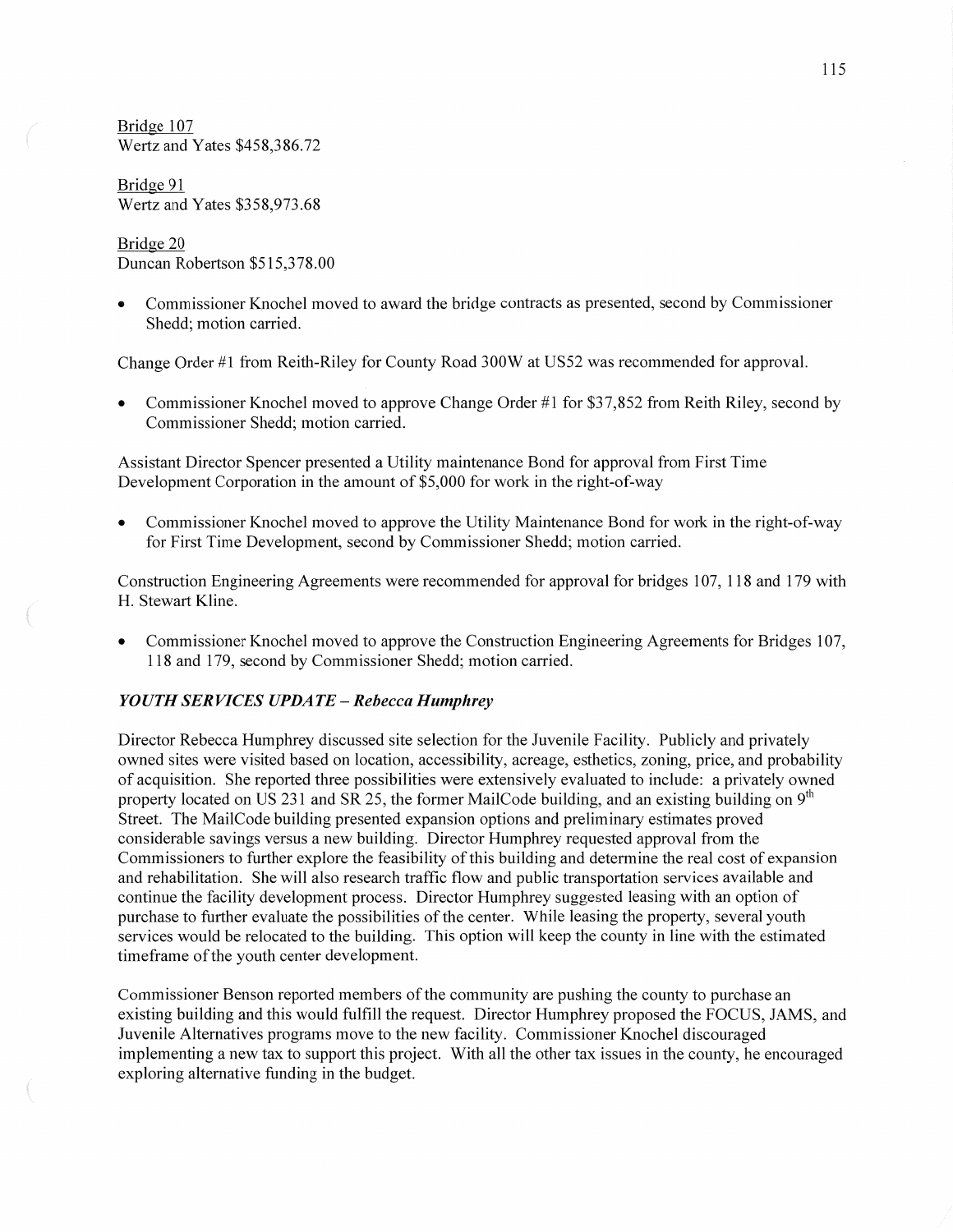Bridge 107
Wertz and Yates $458,386.72

Bridge 91
Wertz and Yates $358,973.68

Bridge 20
Duncan Robertson $515,378.00

- Commissioner Knochel moved to award the bridge contracts as presented, second by Commissioner Shedd; motion carried.

Change Order #1 from Reith-Riley for County Road 300W at US52 was recommended for approval.

- Commissioner Knochel moved to approve Change Order #1 for $37,852 from Reith Riley, second by Commissioner Shedd; motion carried.

Assistant Director Spencer presented a Utility maintenance Bond for approval from First Time Development Corporation in the amount of $5,000 for work in the right-of-way

- Commissioner Knochel moved to approve the Utility Maintenance Bond for work in the right-of-way for First Time Development, second by Commissioner Shedd; motion carried.

Construction Engineering Agreements were recommended for approval for bridges 107, 118 and 179 with H. Stewart Kline.

- Commissioner Knochel moved to approve the Construction Engineering Agreements for Bridges 107, 118 and 179, second by Commissioner Shedd; motion carried.

### *YOUTH SERVICES UPDATE – Rebecca Humphrey*

Director Rebecca Humphrey discussed site selection for the Juvenile Facility. Publicly and privately owned sites were visited based on location, accessibility, acreage, esthetics, zoning, price, and probability of acquisition. She reported three possibilities were extensively evaluated to include: a privately owned property located on US 231 and SR 25, the former MailCode building, and an existing building on 9th Street. The MailCode building presented expansion options and preliminary estimates proved considerable savings versus a new building. Director Humphrey requested approval from the Commissioners to further explore the feasibility of this building and determine the real cost of expansion and rehabilitation. She will also research traffic flow and public transportation services available and continue the facility development process. Director Humphrey suggested leasing with an option of purchase to further evaluate the possibilities of the center. While leasing the property, several youth services would be relocated to the building. This option will keep the county in line with the estimated timeframe of the youth center development.

Commissioner Benson reported members of the community are pushing the county to purchase an existing building and this would fulfill the request. Director Humphrey proposed the FOCUS, JAMS, and Juvenile Alternatives programs move to the new facility. Commissioner Knochel discouraged implementing a new tax to support this project. With all the other tax issues in the county, he encouraged exploring alternative funding in the budget.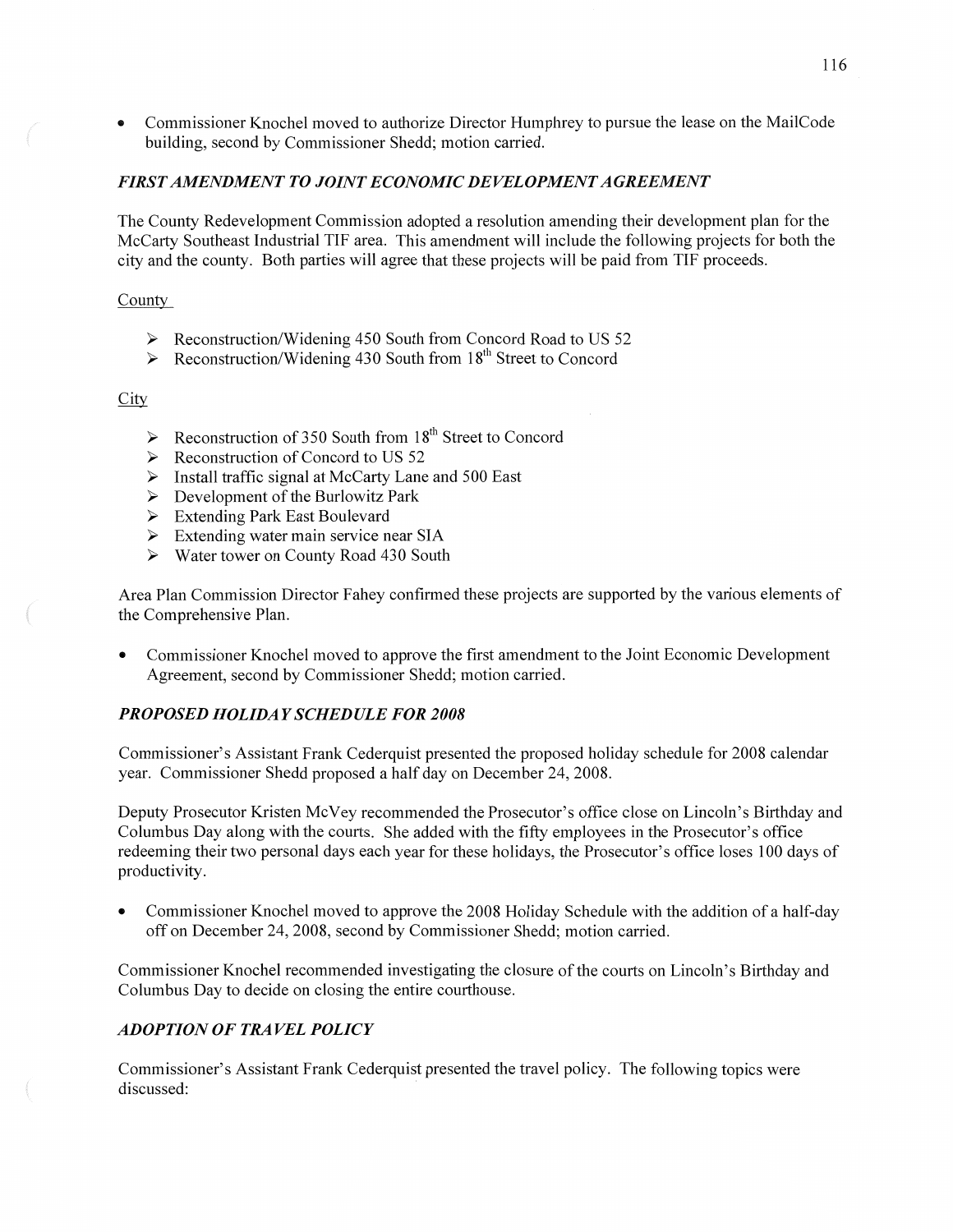- Commissioner Knochel moved to authorize Director Humphrey to pursue the lease on the MailCode building, second by Commissioner Shedd; motion carried.

### *FIRST AMENDMENT TO JOINT ECONOMIC DEVELOPMENT AGREEMENT*

The County Redevelopment Commission adopted a resolution amending their development plan for the McCarty Southeast Industrial TIF area. This amendment will include the following projects for both the city and the county. Both parties will agree that these projects will be paid from TIF proceeds.

County

- Reconstruction/Widening 450 South from Concord Road to US 52
- Reconstruction/Widening 430 South from 18th Street to Concord

City

- Reconstruction of 350 South from 18th Street to Concord
- Reconstruction of Concord to US 52
- Install traffic signal at McCarty Lane and 500 East
- Development of the Burlowitz Park
- Extending Park East Boulevard
- Extending water main service near SIA
- Water tower on County Road 430 South

Area Plan Commission Director Fahey confirmed these projects are supported by the various elements of the Comprehensive Plan.

- Commissioner Knochel moved to approve the first amendment to the Joint Economic Development Agreement, second by Commissioner Shedd; motion carried.

### *PROPOSED HOLIDAY SCHEDULE FOR 2008*

Commissioner's Assistant Frank Cederquist presented the proposed holiday schedule for 2008 calendar year. Commissioner Shedd proposed a half day on December 24, 2008.

Deputy Prosecutor Kristen McVey recommended the Prosecutor's office close on Lincoln's Birthday and Columbus Day along with the courts. She added with the fifty employees in the Prosecutor's office redeeming their two personal days each year for these holidays, the Prosecutor's office loses 100 days of productivity.

- Commissioner Knochel moved to approve the 2008 Holiday Schedule with the addition of a half-day off on December 24, 2008, second by Commissioner Shedd; motion carried.

Commissioner Knochel recommended investigating the closure of the courts on Lincoln's Birthday and Columbus Day to decide on closing the entire courthouse.

### *ADOPTION OF TRAVEL POLICY*

Commissioner's Assistant Frank Cederquist presented the travel policy. The following topics were discussed: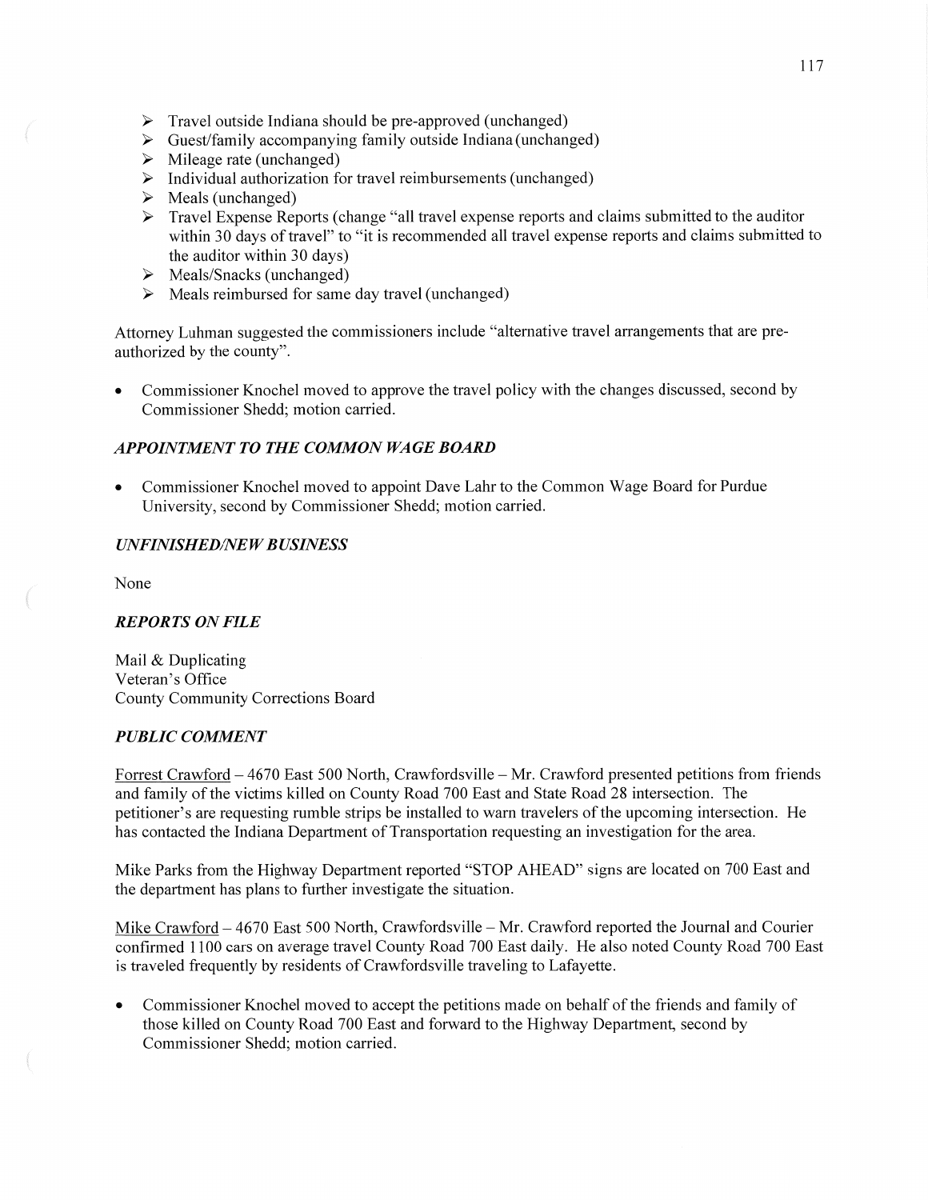- Travel outside Indiana should be pre-approved (unchanged)
- Guest/family accompanying family outside Indiana (unchanged)
- Mileage rate (unchanged)
- Individual authorization for travel reimbursements (unchanged)
- Meals (unchanged)
- Travel Expense Reports (change "all travel expense reports and claims submitted to the auditor within 30 days of travel" to "it is recommended all travel expense reports and claims submitted to the auditor within 30 days)
- Meals/Snacks (unchanged)
- Meals reimbursed for same day travel (unchanged)

Attorney Luhman suggested the commissioners include "alternative travel arrangements that are pre-authorized by the county".

- Commissioner Knochel moved to approve the travel policy with the changes discussed, second by Commissioner Shedd; motion carried.

### *APPOINTMENT TO THE COMMON WAGE BOARD*

- Commissioner Knochel moved to appoint Dave Lahr to the Common Wage Board for Purdue University, second by Commissioner Shedd; motion carried.

### *UNFINISHED/NEW BUSINESS*

None

### *REPORTS ON FILE*

Mail & Duplicating
Veteran's Office
County Community Corrections Board

### *PUBLIC COMMENT*

Forrest Crawford – 4670 East 500 North, Crawfordsville – Mr. Crawford presented petitions from friends and family of the victims killed on County Road 700 East and State Road 28 intersection. The petitioner's are requesting rumble strips be installed to warn travelers of the upcoming intersection. He has contacted the Indiana Department of Transportation requesting an investigation for the area.

Mike Parks from the Highway Department reported "STOP AHEAD" signs are located on 700 East and the department has plans to further investigate the situation.

Mike Crawford – 4670 East 500 North, Crawfordsville – Mr. Crawford reported the Journal and Courier confirmed 1100 cars on average travel County Road 700 East daily. He also noted County Road 700 East is traveled frequently by residents of Crawfordsville traveling to Lafayette.

- Commissioner Knochel moved to accept the petitions made on behalf of the friends and family of those killed on County Road 700 East and forward to the Highway Department, second by Commissioner Shedd; motion carried.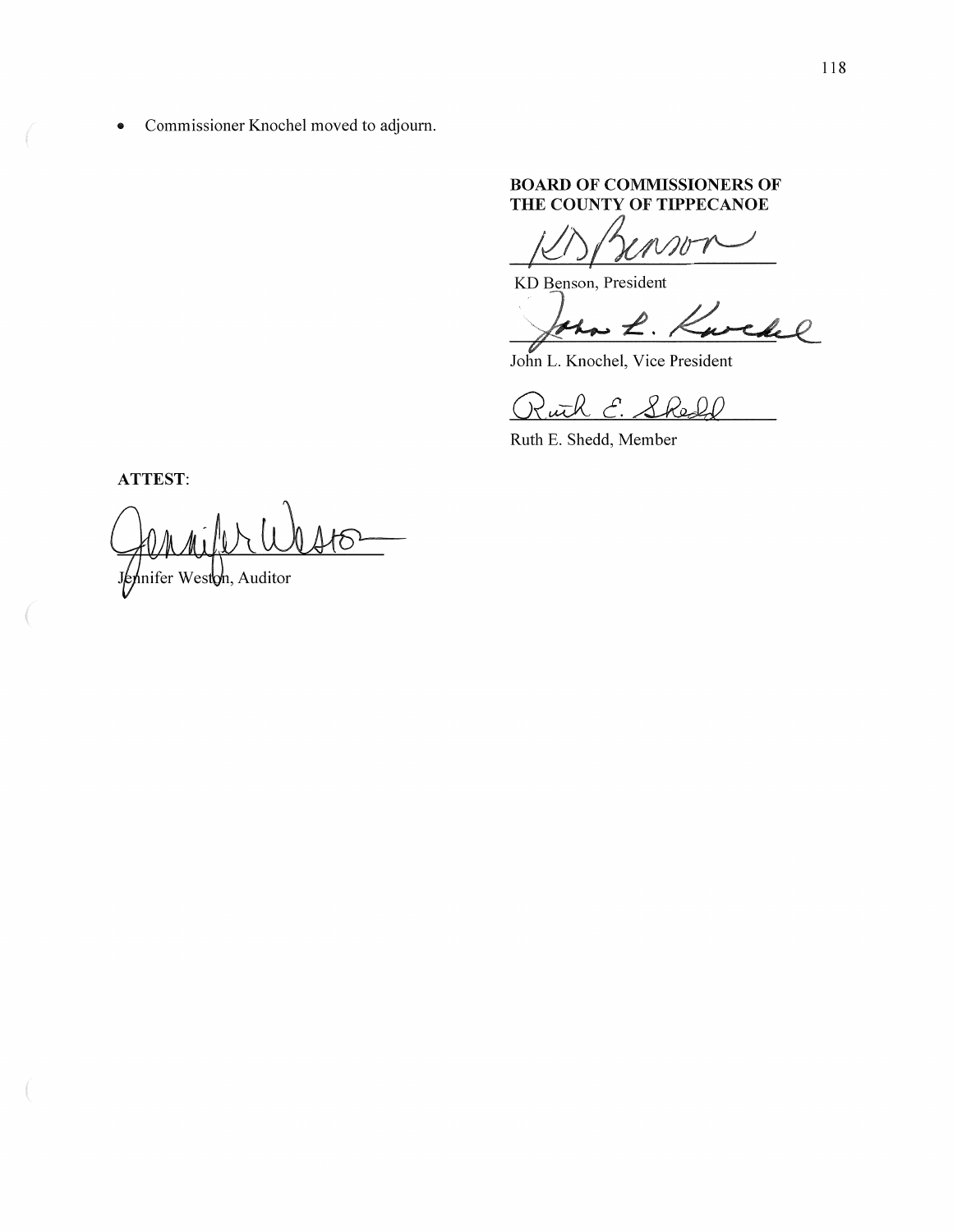- Commissioner Knochel moved to adjourn.

**BOARD OF COMMISSIONERS OF THE COUNTY OF TIPPECANOE**

KD Benson, President

John L. Knochel, Vice President

Ruth E. Shedd, Member

**ATTEST**:

Jennifer Weston, Auditor